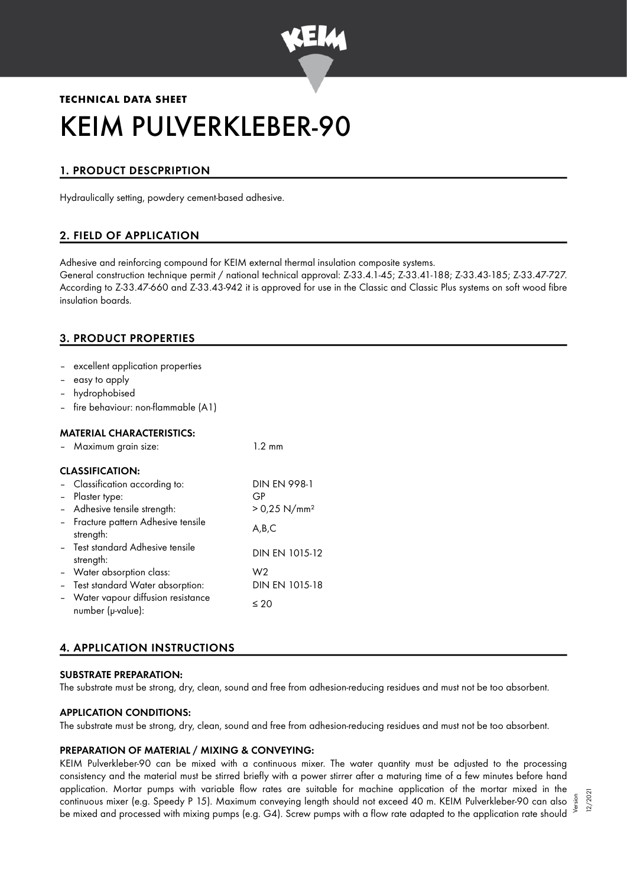**TECHNICAL DATA SHEET**

# KEIM PULVERKLEBER-90

## 1. PRODUCT DESCPRIPTION

Hydraulically setting, powdery cement-based adhesive.

## 2. FIELD OF APPLICATION

Adhesive and reinforcing compound for KEIM external thermal insulation composite systems.
General construction technique permit / national technical approval: Z-33.4.1-45; Z-33.41-188; Z-33.43-185; Z-33.47-727. According to Z-33.47-660 and Z-33.43-942 it is approved for use in the Classic and Classic Plus systems on soft wood fibre insulation boards.

## 3. PRODUCT PROPERTIES

- excellent application properties
- easy to apply
- hydrophobised
- fire behaviour: non-flammable (A1)

### MATERIAL CHARACTERISTICS:

| | |
|---|---|
| – Maximum grain size: | 1.2 mm |

### CLASSIFICATION:

| | |
|---|---|
| – Classification according to: | DIN EN 998-1 |
| – Plaster type: | GP |
| – Adhesive tensile strength: | > 0,25 N/mm² |
| – Fracture pattern Adhesive tensile strength: | A,B,C |
| – Test standard Adhesive tensile strength: | DIN EN 1015-12 |
| – Water absorption class: | W2 |
| – Test standard Water absorption: | DIN EN 1015-18 |
| – Water vapour diffusion resistance number (μ-value): | ≤ 20 |

## 4. APPLICATION INSTRUCTIONS

### SUBSTRATE PREPARATION:

The substrate must be strong, dry, clean, sound and free from adhesion-reducing residues and must not be too absorbent.

### APPLICATION CONDITIONS:

The substrate must be strong, dry, clean, sound and free from adhesion-reducing residues and must not be too absorbent.

### PREPARATION OF MATERIAL / MIXING & CONVEYING:

KEIM Pulverkleber-90 can be mixed with a continuous mixer. The water quantity must be adjusted to the processing consistency and the material must be stirred briefly with a power stirrer after a maturing time of a few minutes before hand application. Mortar pumps with variable flow rates are suitable for machine application of the mortar mixed in the continuous mixer (e.g. Speedy P 15). Maximum conveying length should not exceed 40 m. KEIM Pulverkleber-90 can also be mixed and processed with mixing pumps (e.g. G4). Screw pumps with a flow rate adapted to the application rate should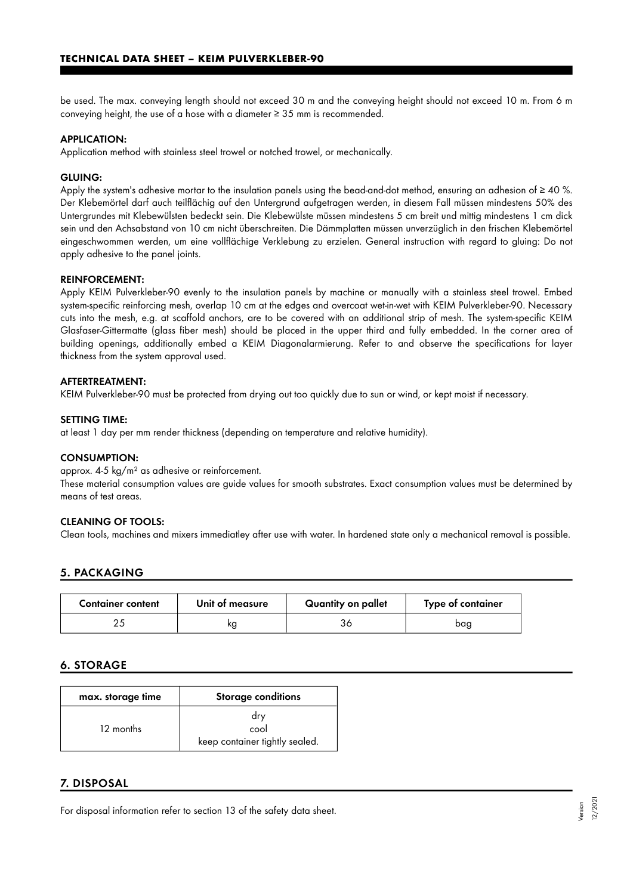be used. The max. conveying length should not exceed 30 m and the conveying height should not exceed 10 m. From 6 m conveying height, the use of a hose with a diameter ≥ 35 mm is recommended.

#### APPLICATION:

Application method with stainless steel trowel or notched trowel, or mechanically.

#### GLUING:

Apply the system's adhesive mortar to the insulation panels using the bead-and-dot method, ensuring an adhesion of ≥ 40 %. Der Klebemörtel darf auch teilflächig auf den Untergrund aufgetragen werden, in diesem Fall müssen mindestens 50% des Untergrundes mit Klebewülsten bedeckt sein. Die Klebewülste müssen mindestens 5 cm breit und mittig mindestens 1 cm dick sein und den Achsabstand von 10 cm nicht überschreiten. Die Dämmplatten müssen unverzüglich in den frischen Klebemörtel eingeschwommen werden, um eine vollflächige Verklebung zu erzielen. General instruction with regard to gluing: Do not apply adhesive to the panel joints.

#### REINFORCEMENT:

Apply KEIM Pulverkleber-90 evenly to the insulation panels by machine or manually with a stainless steel trowel. Embed system-specific reinforcing mesh, overlap 10 cm at the edges and overcoat wet-in-wet with KEIM Pulverkleber-90. Necessary cuts into the mesh, e.g. at scaffold anchors, are to be covered with an additional strip of mesh. The system-specific KEIM Glasfaser-Gittermatte (glass fiber mesh) should be placed in the upper third and fully embedded. In the corner area of building openings, additionally embed a KEIM Diagonalarmierung. Refer to and observe the specifications for layer thickness from the system approval used.

#### AFTERTREATMENT:

KEIM Pulverkleber-90 must be protected from drying out too quickly due to sun or wind, or kept moist if necessary.

#### SETTING TIME:

at least 1 day per mm render thickness (depending on temperature and relative humidity).

#### CONSUMPTION:

approx. 4-5 kg/m² as adhesive or reinforcement.

These material consumption values are guide values for smooth substrates. Exact consumption values must be determined by means of test areas.

#### CLEANING OF TOOLS:

Clean tools, machines and mixers immediatley after use with water. In hardened state only a mechanical removal is possible.

## 5. PACKAGING

| Container content | Unit of measure | Quantity on pallet | Type of container |
|---|---|---|---|
| 25 | kg | 36 | bag |

## 6. STORAGE

| max. storage time | Storage conditions |
|---|---|
| 12 months | dry<br>cool<br>keep container tightly sealed. |

## 7. DISPOSAL

For disposal information refer to section 13 of the safety data sheet.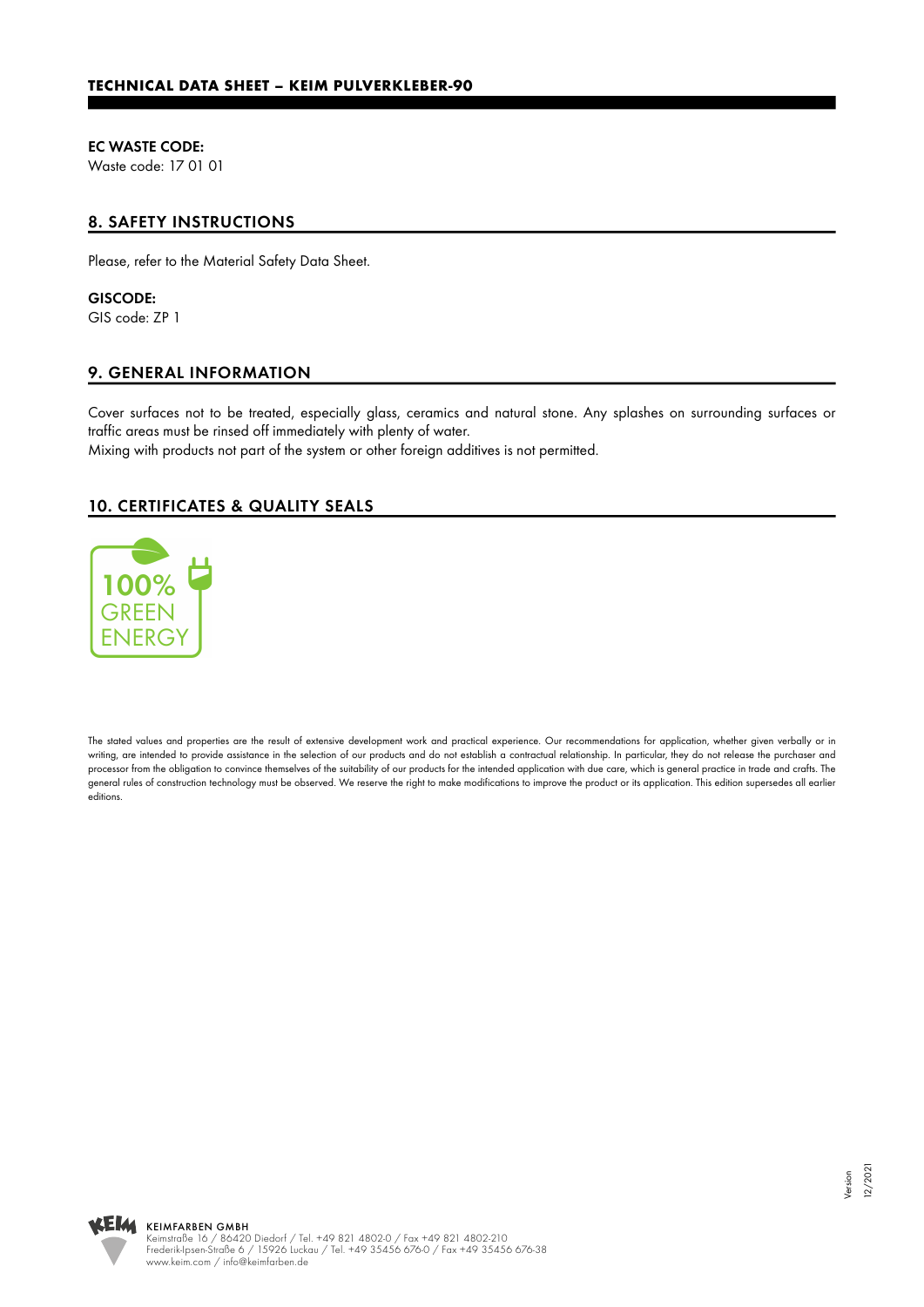**EC WASTE CODE:**

Waste code: 17 01 01

## 8. SAFETY INSTRUCTIONS

Please, refer to the Material Safety Data Sheet.

**GISCODE:**

GIS code: ZP 1

## 9. GENERAL INFORMATION

Cover surfaces not to be treated, especially glass, ceramics and natural stone. Any splashes on surrounding surfaces or traffic areas must be rinsed off immediately with plenty of water.

Mixing with products not part of the system or other foreign additives is not permitted.

## 10. CERTIFICATES & QUALITY SEALS

100% GREEN ENERGY

The stated values and properties are the result of extensive development work and practical experience. Our recommendations for application, whether given verbally or in writing, are intended to provide assistance in the selection of our products and do not establish a contractual relationship. In particular, they do not release the purchaser and processor from the obligation to convince themselves of the suitability of our products for the intended application with due care, which is general practice in trade and crafts. The general rules of construction technology must be observed. We reserve the right to make modifications to improve the product or its application. This edition supersedes all earlier editions.